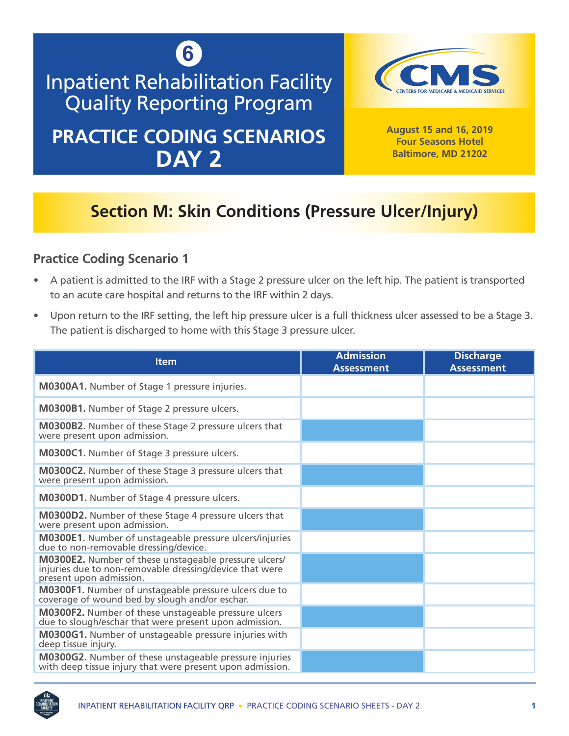6

# Inpatient Rehabilitation Facility Quality Reporting Program

## PRACTICE CODING SCENARIOS DAY 2

**August 15 and 16, 2019**
**Four Seasons Hotel**
**Baltimore, MD 21202**

## Section M: Skin Conditions (Pressure Ulcer/Injury)

### Practice Coding Scenario 1

- A patient is admitted to the IRF with a Stage 2 pressure ulcer on the left hip. The patient is transported to an acute care hospital and returns to the IRF within 2 days.
- Upon return to the IRF setting, the left hip pressure ulcer is a full thickness ulcer assessed to be a Stage 3. The patient is discharged to home with this Stage 3 pressure ulcer.

| Item | Admission Assessment | Discharge Assessment |
|---|---|---|
| **M0300A1.** Number of Stage 1 pressure injuries. | | |
| **M0300B1.** Number of Stage 2 pressure ulcers. | | |
| **M0300B2.** Number of these Stage 2 pressure ulcers that were present upon admission. | | |
| **M0300C1.** Number of Stage 3 pressure ulcers. | | |
| **M0300C2.** Number of these Stage 3 pressure ulcers that were present upon admission. | | |
| **M0300D1.** Number of Stage 4 pressure ulcers. | | |
| **M0300D2.** Number of these Stage 4 pressure ulcers that were present upon admission. | | |
| **M0300E1.** Number of unstageable pressure ulcers/injuries due to non-removable dressing/device. | | |
| **M0300E2.** Number of these unstageable pressure ulcers/injuries due to non-removable dressing/device that were present upon admission. | | |
| **M0300F1.** Number of unstageable pressure ulcers due to coverage of wound bed by slough and/or eschar. | | |
| **M0300F2.** Number of these unstageable pressure ulcers due to slough/eschar that were present upon admission. | | |
| **M0300G1.** Number of unstageable pressure injuries with deep tissue injury. | | |
| **M0300G2.** Number of these unstageable pressure injuries with deep tissue injury that were present upon admission. | | |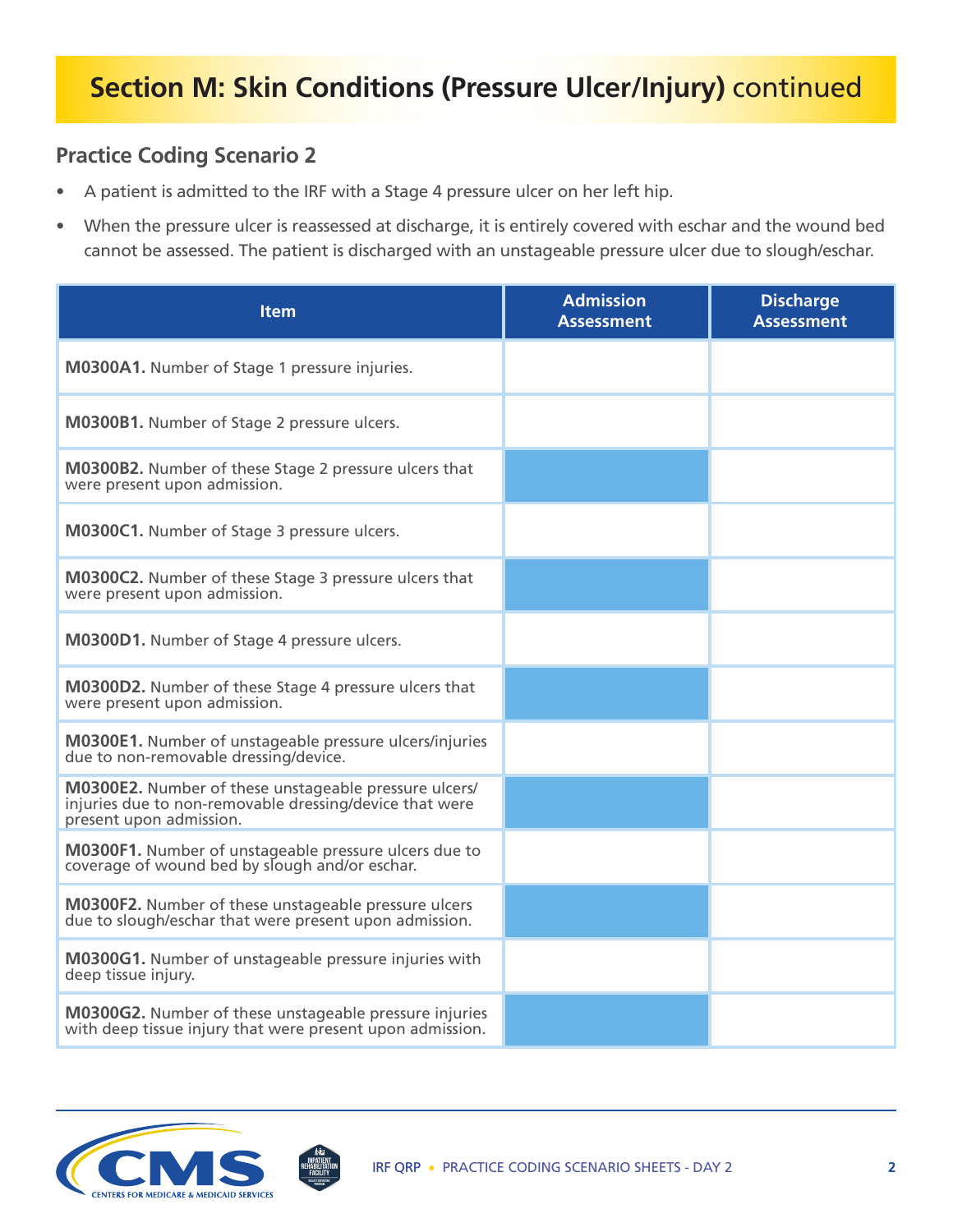## Section M: Skin Conditions (Pressure Ulcer/Injury) continued

### Practice Coding Scenario 2

- A patient is admitted to the IRF with a Stage 4 pressure ulcer on her left hip.
- When the pressure ulcer is reassessed at discharge, it is entirely covered with eschar and the wound bed cannot be assessed. The patient is discharged with an unstageable pressure ulcer due to slough/eschar.

| Item | Admission Assessment | Discharge Assessment |
|---|---|---|
| **M0300A1.** Number of Stage 1 pressure injuries. | | |
| **M0300B1.** Number of Stage 2 pressure ulcers. | | |
| **M0300B2.** Number of these Stage 2 pressure ulcers that were present upon admission. | | |
| **M0300C1.** Number of Stage 3 pressure ulcers. | | |
| **M0300C2.** Number of these Stage 3 pressure ulcers that were present upon admission. | | |
| **M0300D1.** Number of Stage 4 pressure ulcers. | | |
| **M0300D2.** Number of these Stage 4 pressure ulcers that were present upon admission. | | |
| **M0300E1.** Number of unstageable pressure ulcers/injuries due to non-removable dressing/device. | | |
| **M0300E2.** Number of these unstageable pressure ulcers/ injuries due to non-removable dressing/device that were present upon admission. | | |
| **M0300F1.** Number of unstageable pressure ulcers due to coverage of wound bed by slough and/or eschar. | | |
| **M0300F2.** Number of these unstageable pressure ulcers due to slough/eschar that were present upon admission. | | |
| **M0300G1.** Number of unstageable pressure injuries with deep tissue injury. | | |
| **M0300G2.** Number of these unstageable pressure injuries with deep tissue injury that were present upon admission. | | |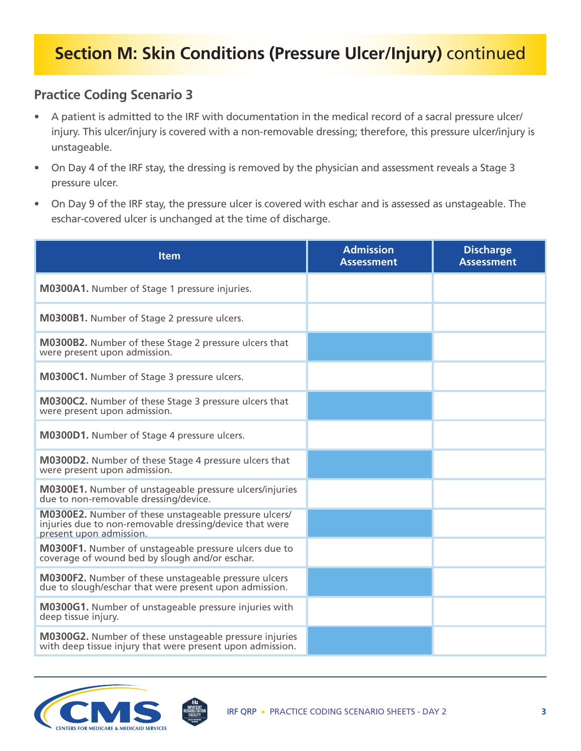## Section M: Skin Conditions (Pressure Ulcer/Injury) continued

### Practice Coding Scenario 3

- A patient is admitted to the IRF with documentation in the medical record of a sacral pressure ulcer/injury. This ulcer/injury is covered with a non-removable dressing; therefore, this pressure ulcer/injury is unstageable.
- On Day 4 of the IRF stay, the dressing is removed by the physician and assessment reveals a Stage 3 pressure ulcer.
- On Day 9 of the IRF stay, the pressure ulcer is covered with eschar and is assessed as unstageable. The eschar-covered ulcer is unchanged at the time of discharge.

| Item | Admission Assessment | Discharge Assessment |
|---|---|---|
| **M0300A1.** Number of Stage 1 pressure injuries. | | |
| **M0300B1.** Number of Stage 2 pressure ulcers. | | |
| **M0300B2.** Number of these Stage 2 pressure ulcers that were present upon admission. | | |
| **M0300C1.** Number of Stage 3 pressure ulcers. | | |
| **M0300C2.** Number of these Stage 3 pressure ulcers that were present upon admission. | | |
| **M0300D1.** Number of Stage 4 pressure ulcers. | | |
| **M0300D2.** Number of these Stage 4 pressure ulcers that were present upon admission. | | |
| **M0300E1.** Number of unstageable pressure ulcers/injuries due to non-removable dressing/device. | | |
| **M0300E2.** Number of these unstageable pressure ulcers/injuries due to non-removable dressing/device that were present upon admission. | | |
| **M0300F1.** Number of unstageable pressure ulcers due to coverage of wound bed by slough and/or eschar. | | |
| **M0300F2.** Number of these unstageable pressure ulcers due to slough/eschar that were present upon admission. | | |
| **M0300G1.** Number of unstageable pressure injuries with deep tissue injury. | | |
| **M0300G2.** Number of these unstageable pressure injuries with deep tissue injury that were present upon admission. | | |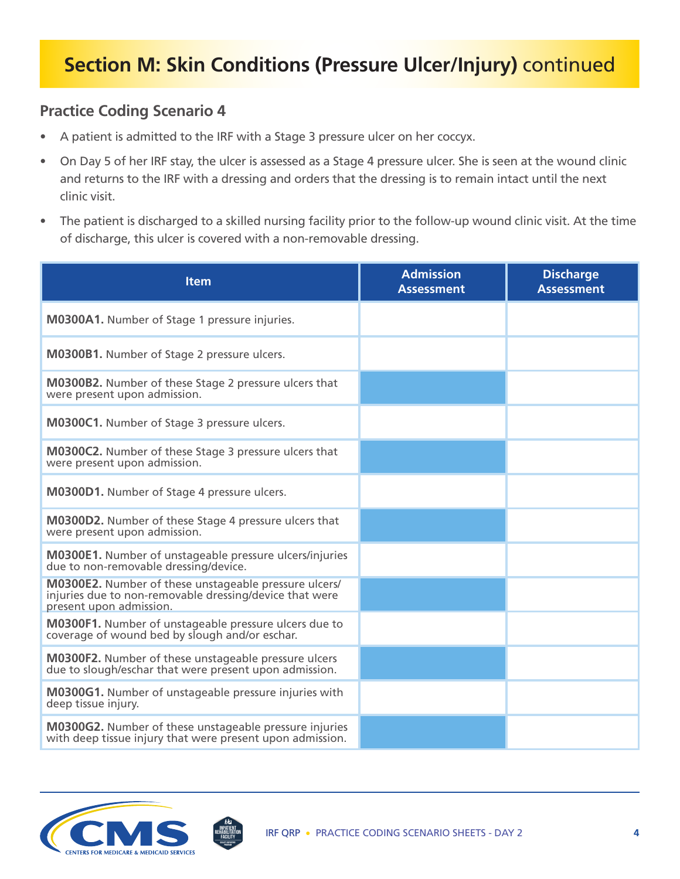## Section M: Skin Conditions (Pressure Ulcer/Injury) continued

### Practice Coding Scenario 4

- A patient is admitted to the IRF with a Stage 3 pressure ulcer on her coccyx.
- On Day 5 of her IRF stay, the ulcer is assessed as a Stage 4 pressure ulcer. She is seen at the wound clinic and returns to the IRF with a dressing and orders that the dressing is to remain intact until the next clinic visit.
- The patient is discharged to a skilled nursing facility prior to the follow-up wound clinic visit. At the time of discharge, this ulcer is covered with a non-removable dressing.

| Item | Admission Assessment | Discharge Assessment |
|---|---|---|
| **M0300A1.** Number of Stage 1 pressure injuries. | | |
| **M0300B1.** Number of Stage 2 pressure ulcers. | | |
| **M0300B2.** Number of these Stage 2 pressure ulcers that were present upon admission. | | |
| **M0300C1.** Number of Stage 3 pressure ulcers. | | |
| **M0300C2.** Number of these Stage 3 pressure ulcers that were present upon admission. | | |
| **M0300D1.** Number of Stage 4 pressure ulcers. | | |
| **M0300D2.** Number of these Stage 4 pressure ulcers that were present upon admission. | | |
| **M0300E1.** Number of unstageable pressure ulcers/injuries due to non-removable dressing/device. | | |
| **M0300E2.** Number of these unstageable pressure ulcers/injuries due to non-removable dressing/device that were present upon admission. | | |
| **M0300F1.** Number of unstageable pressure ulcers due to coverage of wound bed by slough and/or eschar. | | |
| **M0300F2.** Number of these unstageable pressure ulcers due to slough/eschar that were present upon admission. | | |
| **M0300G1.** Number of unstageable pressure injuries with deep tissue injury. | | |
| **M0300G2.** Number of these unstageable pressure injuries with deep tissue injury that were present upon admission. | | |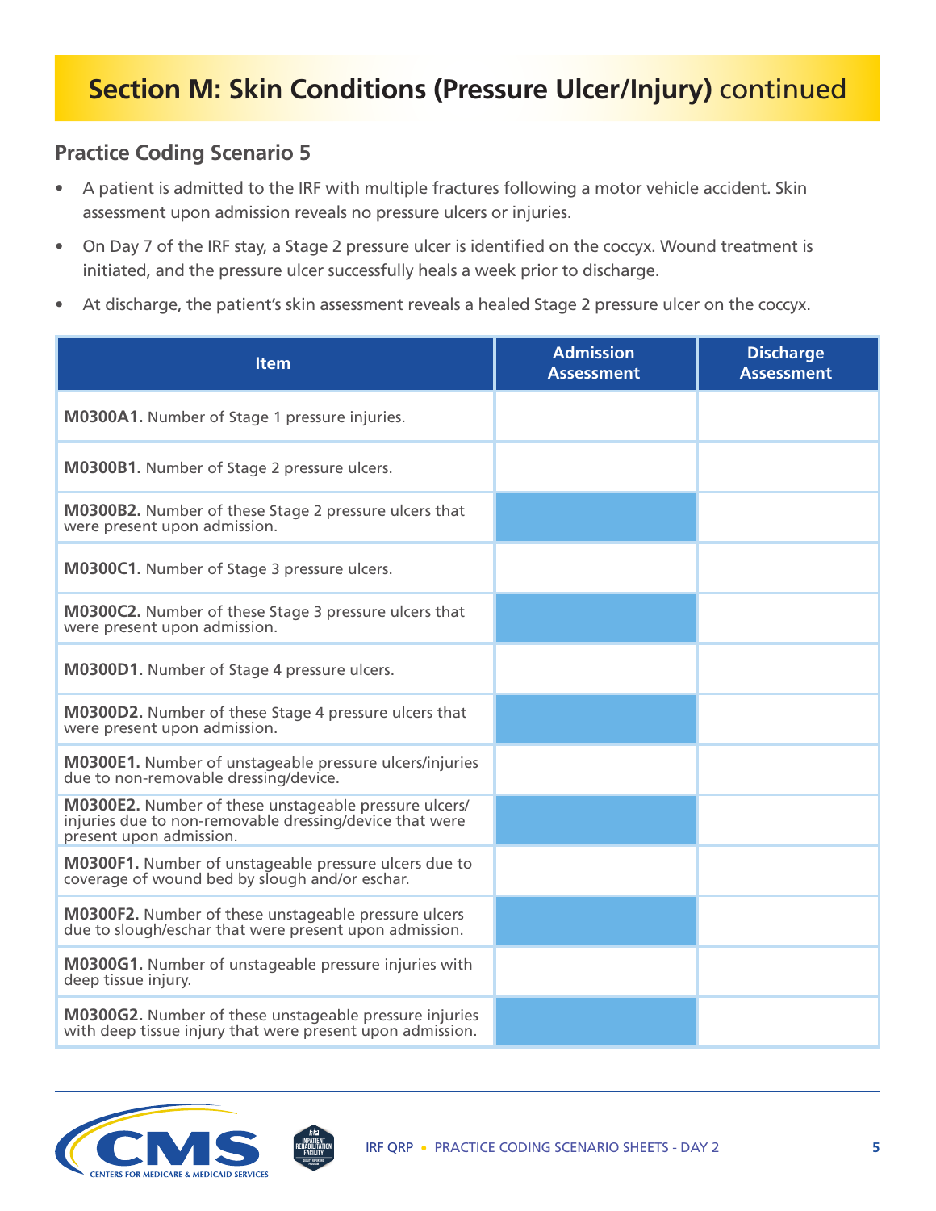# Section M: Skin Conditions (Pressure Ulcer/Injury) continued

## Practice Coding Scenario 5

- A patient is admitted to the IRF with multiple fractures following a motor vehicle accident. Skin assessment upon admission reveals no pressure ulcers or injuries.
- On Day 7 of the IRF stay, a Stage 2 pressure ulcer is identified on the coccyx. Wound treatment is initiated, and the pressure ulcer successfully heals a week prior to discharge.
- At discharge, the patient's skin assessment reveals a healed Stage 2 pressure ulcer on the coccyx.

| Item | Admission Assessment | Discharge Assessment |
|---|---|---|
| **M0300A1.** Number of Stage 1 pressure injuries. | | |
| **M0300B1.** Number of Stage 2 pressure ulcers. | | |
| **M0300B2.** Number of these Stage 2 pressure ulcers that were present upon admission. | | |
| **M0300C1.** Number of Stage 3 pressure ulcers. | | |
| **M0300C2.** Number of these Stage 3 pressure ulcers that were present upon admission. | | |
| **M0300D1.** Number of Stage 4 pressure ulcers. | | |
| **M0300D2.** Number of these Stage 4 pressure ulcers that were present upon admission. | | |
| **M0300E1.** Number of unstageable pressure ulcers/injuries due to non-removable dressing/device. | | |
| **M0300E2.** Number of these unstageable pressure ulcers/ injuries due to non-removable dressing/device that were present upon admission. | | |
| **M0300F1.** Number of unstageable pressure ulcers due to coverage of wound bed by slough and/or eschar. | | |
| **M0300F2.** Number of these unstageable pressure ulcers due to slough/eschar that were present upon admission. | | |
| **M0300G1.** Number of unstageable pressure injuries with deep tissue injury. | | |
| **M0300G2.** Number of these unstageable pressure injuries with deep tissue injury that were present upon admission. | | |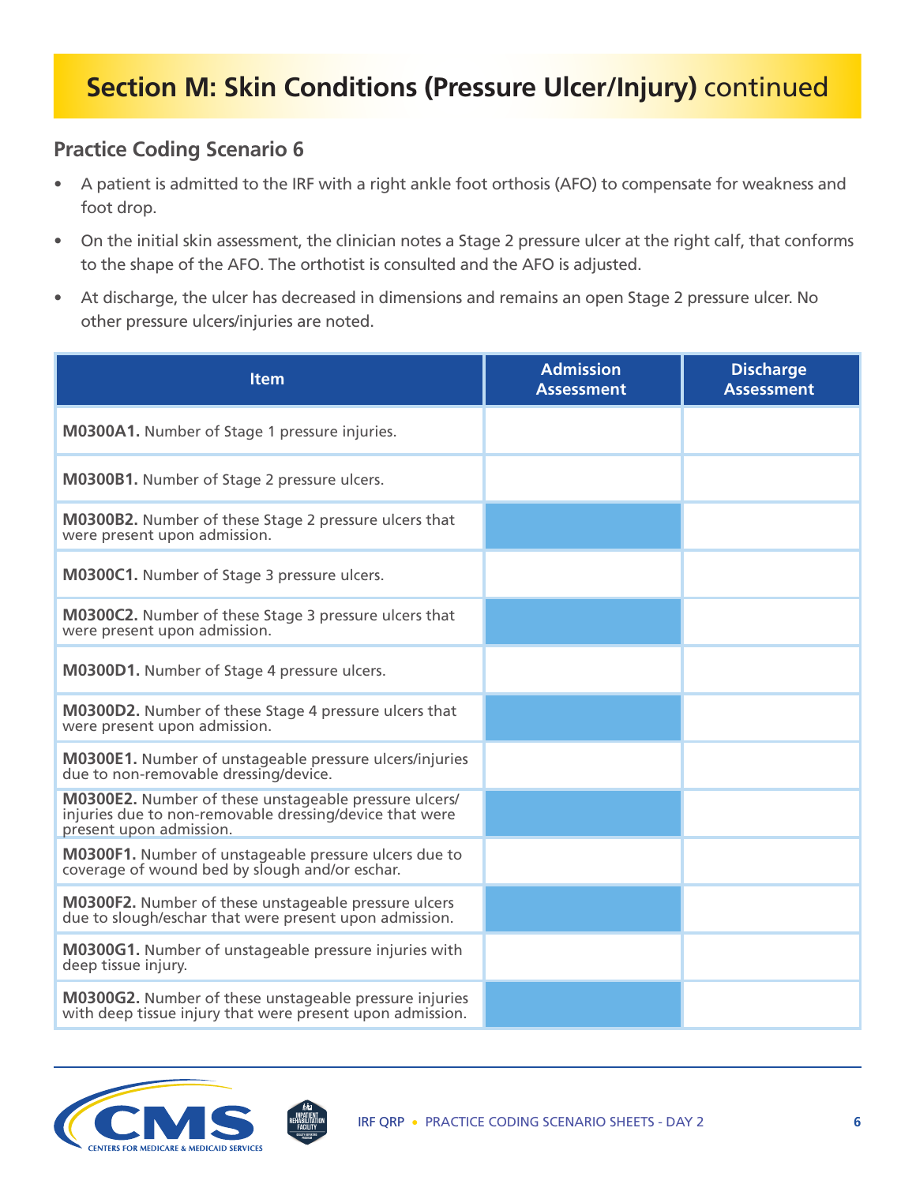# Section M: Skin Conditions (Pressure Ulcer/Injury) continued

## Practice Coding Scenario 6

- A patient is admitted to the IRF with a right ankle foot orthosis (AFO) to compensate for weakness and foot drop.
- On the initial skin assessment, the clinician notes a Stage 2 pressure ulcer at the right calf, that conforms to the shape of the AFO. The orthotist is consulted and the AFO is adjusted.
- At discharge, the ulcer has decreased in dimensions and remains an open Stage 2 pressure ulcer. No other pressure ulcers/injuries are noted.

| Item | Admission Assessment | Discharge Assessment |
| --- | --- | --- |
| **M0300A1.** Number of Stage 1 pressure injuries. | | |
| **M0300B1.** Number of Stage 2 pressure ulcers. | | |
| **M0300B2.** Number of these Stage 2 pressure ulcers that were present upon admission. | | |
| **M0300C1.** Number of Stage 3 pressure ulcers. | | |
| **M0300C2.** Number of these Stage 3 pressure ulcers that were present upon admission. | | |
| **M0300D1.** Number of Stage 4 pressure ulcers. | | |
| **M0300D2.** Number of these Stage 4 pressure ulcers that were present upon admission. | | |
| **M0300E1.** Number of unstageable pressure ulcers/injuries due to non-removable dressing/device. | | |
| **M0300E2.** Number of these unstageable pressure ulcers/injuries due to non-removable dressing/device that were present upon admission. | | |
| **M0300F1.** Number of unstageable pressure ulcers due to coverage of wound bed by slough and/or eschar. | | |
| **M0300F2.** Number of these unstageable pressure ulcers due to slough/eschar that were present upon admission. | | |
| **M0300G1.** Number of unstageable pressure injuries with deep tissue injury. | | |
| **M0300G2.** Number of these unstageable pressure injuries with deep tissue injury that were present upon admission. | | |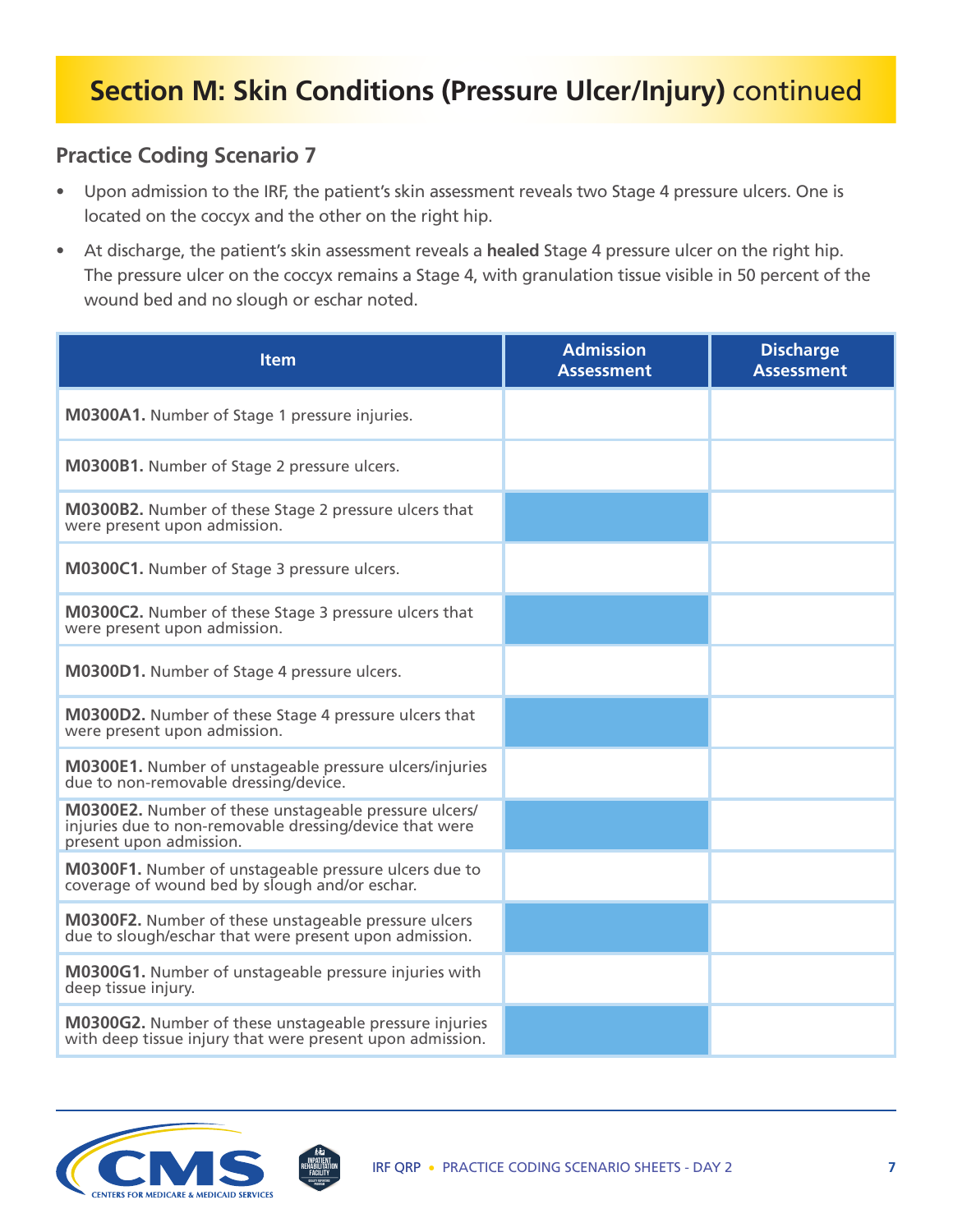# Section M: Skin Conditions (Pressure Ulcer/Injury) continued

## Practice Coding Scenario 7

- Upon admission to the IRF, the patient's skin assessment reveals two Stage 4 pressure ulcers. One is located on the coccyx and the other on the right hip.
- At discharge, the patient's skin assessment reveals a **healed** Stage 4 pressure ulcer on the right hip. The pressure ulcer on the coccyx remains a Stage 4, with granulation tissue visible in 50 percent of the wound bed and no slough or eschar noted.

| Item | Admission Assessment | Discharge Assessment |
|---|---|---|
| **M0300A1.** Number of Stage 1 pressure injuries. | | |
| **M0300B1.** Number of Stage 2 pressure ulcers. | | |
| **M0300B2.** Number of these Stage 2 pressure ulcers that were present upon admission. | | |
| **M0300C1.** Number of Stage 3 pressure ulcers. | | |
| **M0300C2.** Number of these Stage 3 pressure ulcers that were present upon admission. | | |
| **M0300D1.** Number of Stage 4 pressure ulcers. | | |
| **M0300D2.** Number of these Stage 4 pressure ulcers that were present upon admission. | | |
| **M0300E1.** Number of unstageable pressure ulcers/injuries due to non-removable dressing/device. | | |
| **M0300E2.** Number of these unstageable pressure ulcers/injuries due to non-removable dressing/device that were present upon admission. | | |
| **M0300F1.** Number of unstageable pressure ulcers due to coverage of wound bed by slough and/or eschar. | | |
| **M0300F2.** Number of these unstageable pressure ulcers due to slough/eschar that were present upon admission. | | |
| **M0300G1.** Number of unstageable pressure injuries with deep tissue injury. | | |
| **M0300G2.** Number of these unstageable pressure injuries with deep tissue injury that were present upon admission. | | |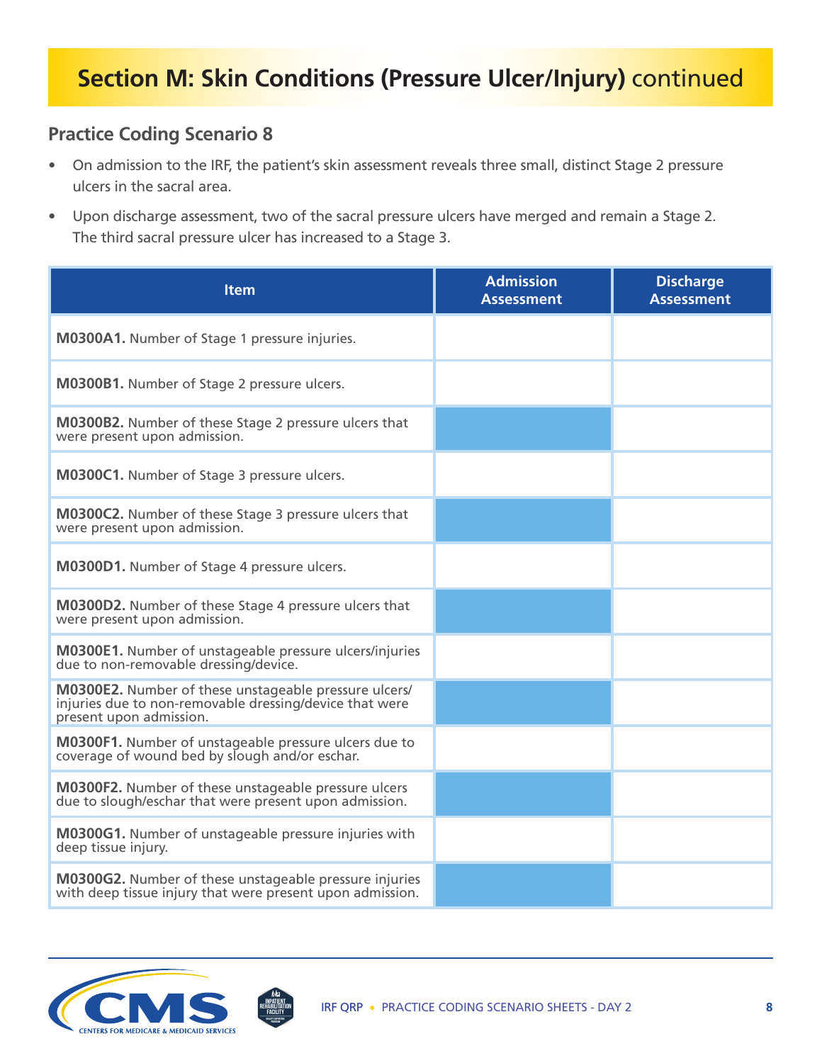## Section M: Skin Conditions (Pressure Ulcer/Injury) continued

### Practice Coding Scenario 8

- On admission to the IRF, the patient's skin assessment reveals three small, distinct Stage 2 pressure ulcers in the sacral area.
- Upon discharge assessment, two of the sacral pressure ulcers have merged and remain a Stage 2. The third sacral pressure ulcer has increased to a Stage 3.

| Item | Admission Assessment | Discharge Assessment |
|---|---|---|
| **M0300A1.** Number of Stage 1 pressure injuries. | | |
| **M0300B1.** Number of Stage 2 pressure ulcers. | | |
| **M0300B2.** Number of these Stage 2 pressure ulcers that were present upon admission. | | |
| **M0300C1.** Number of Stage 3 pressure ulcers. | | |
| **M0300C2.** Number of these Stage 3 pressure ulcers that were present upon admission. | | |
| **M0300D1.** Number of Stage 4 pressure ulcers. | | |
| **M0300D2.** Number of these Stage 4 pressure ulcers that were present upon admission. | | |
| **M0300E1.** Number of unstageable pressure ulcers/injuries due to non-removable dressing/device. | | |
| **M0300E2.** Number of these unstageable pressure ulcers/injuries due to non-removable dressing/device that were present upon admission. | | |
| **M0300F1.** Number of unstageable pressure ulcers due to coverage of wound bed by slough and/or eschar. | | |
| **M0300F2.** Number of these unstageable pressure ulcers due to slough/eschar that were present upon admission. | | |
| **M0300G1.** Number of unstageable pressure injuries with deep tissue injury. | | |
| **M0300G2.** Number of these unstageable pressure injuries with deep tissue injury that were present upon admission. | | |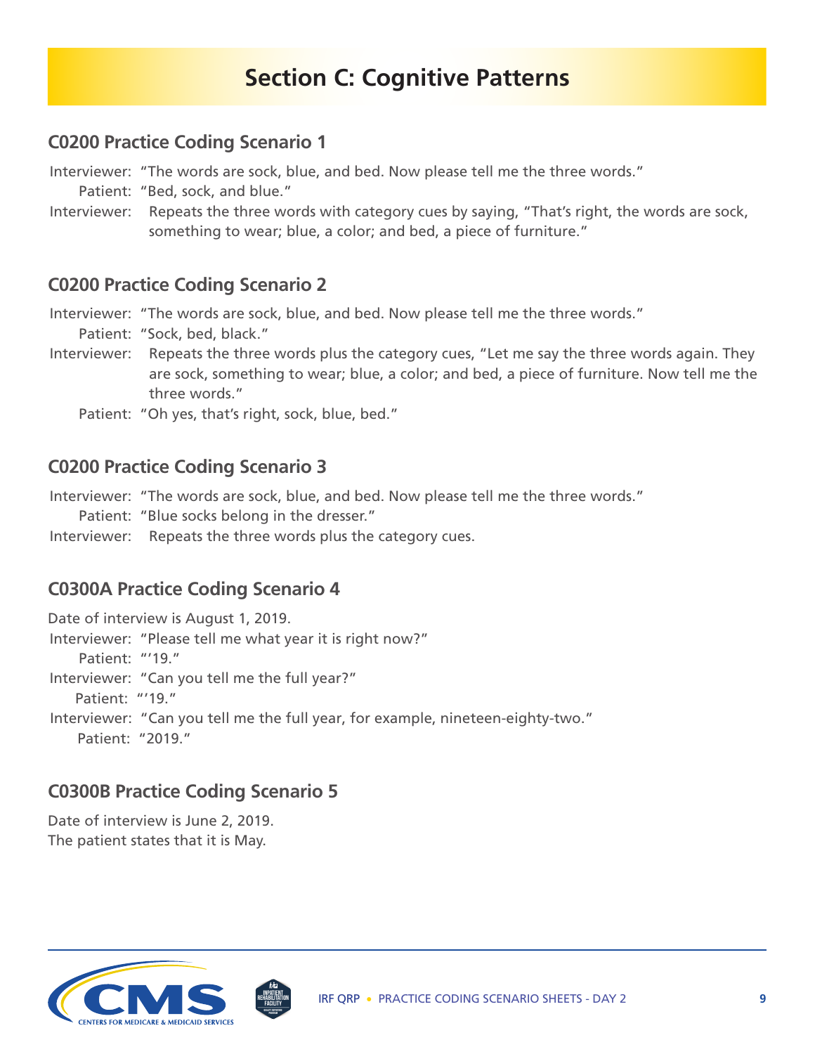# Section C: Cognitive Patterns

## C0200 Practice Coding Scenario 1

Interviewer: "The words are sock, blue, and bed. Now please tell me the three words."

Patient: "Bed, sock, and blue."

Interviewer: Repeats the three words with category cues by saying, "That's right, the words are sock, something to wear; blue, a color; and bed, a piece of furniture."

## C0200 Practice Coding Scenario 2

Interviewer: "The words are sock, blue, and bed. Now please tell me the three words."

Patient: "Sock, bed, black."

Interviewer: Repeats the three words plus the category cues, "Let me say the three words again. They are sock, something to wear; blue, a color; and bed, a piece of furniture. Now tell me the three words."

Patient: "Oh yes, that's right, sock, blue, bed."

## C0200 Practice Coding Scenario 3

Interviewer: "The words are sock, blue, and bed. Now please tell me the three words."

Patient: "Blue socks belong in the dresser."

Interviewer: Repeats the three words plus the category cues.

## C0300A Practice Coding Scenario 4

Date of interview is August 1, 2019.

Interviewer: "Please tell me what year it is right now?"

Patient: "'19."

Interviewer: "Can you tell me the full year?"

Patient: "'19."

Interviewer: "Can you tell me the full year, for example, nineteen-eighty-two."

Patient: "2019."

## C0300B Practice Coding Scenario 5

Date of interview is June 2, 2019.

The patient states that it is May.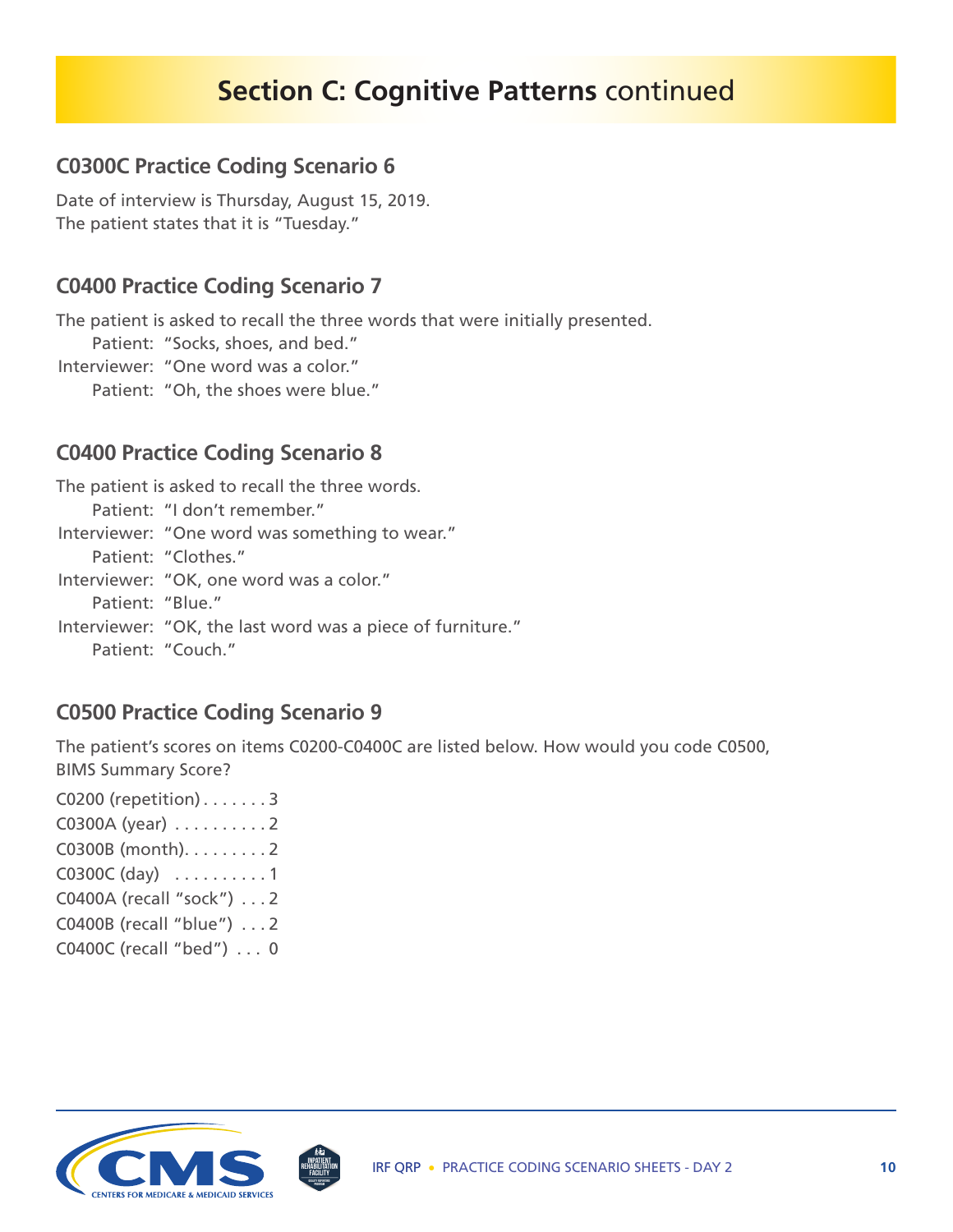# Section C: Cognitive Patterns continued

## C0300C Practice Coding Scenario 6

Date of interview is Thursday, August 15, 2019.
The patient states that it is "Tuesday."

## C0400 Practice Coding Scenario 7

The patient is asked to recall the three words that were initially presented.

Patient: "Socks, shoes, and bed."
Interviewer: "One word was a color."
Patient: "Oh, the shoes were blue."

## C0400 Practice Coding Scenario 8

The patient is asked to recall the three words.

Patient: "I don't remember."
Interviewer: "One word was something to wear."
Patient: "Clothes."
Interviewer: "OK, one word was a color."
Patient: "Blue."
Interviewer: "OK, the last word was a piece of furniture."
Patient: "Couch."

## C0500 Practice Coding Scenario 9

The patient's scores on items C0200-C0400C are listed below. How would you code C0500, BIMS Summary Score?

C0200 (repetition) . . . . . . . 3
C0300A (year) . . . . . . . . . . 2
C0300B (month). . . . . . . . . 2
C0300C (day) . . . . . . . . . . 1
C0400A (recall "sock") . . . 2
C0400B (recall "blue") . . . 2
C0400C (recall "bed") . . . 0